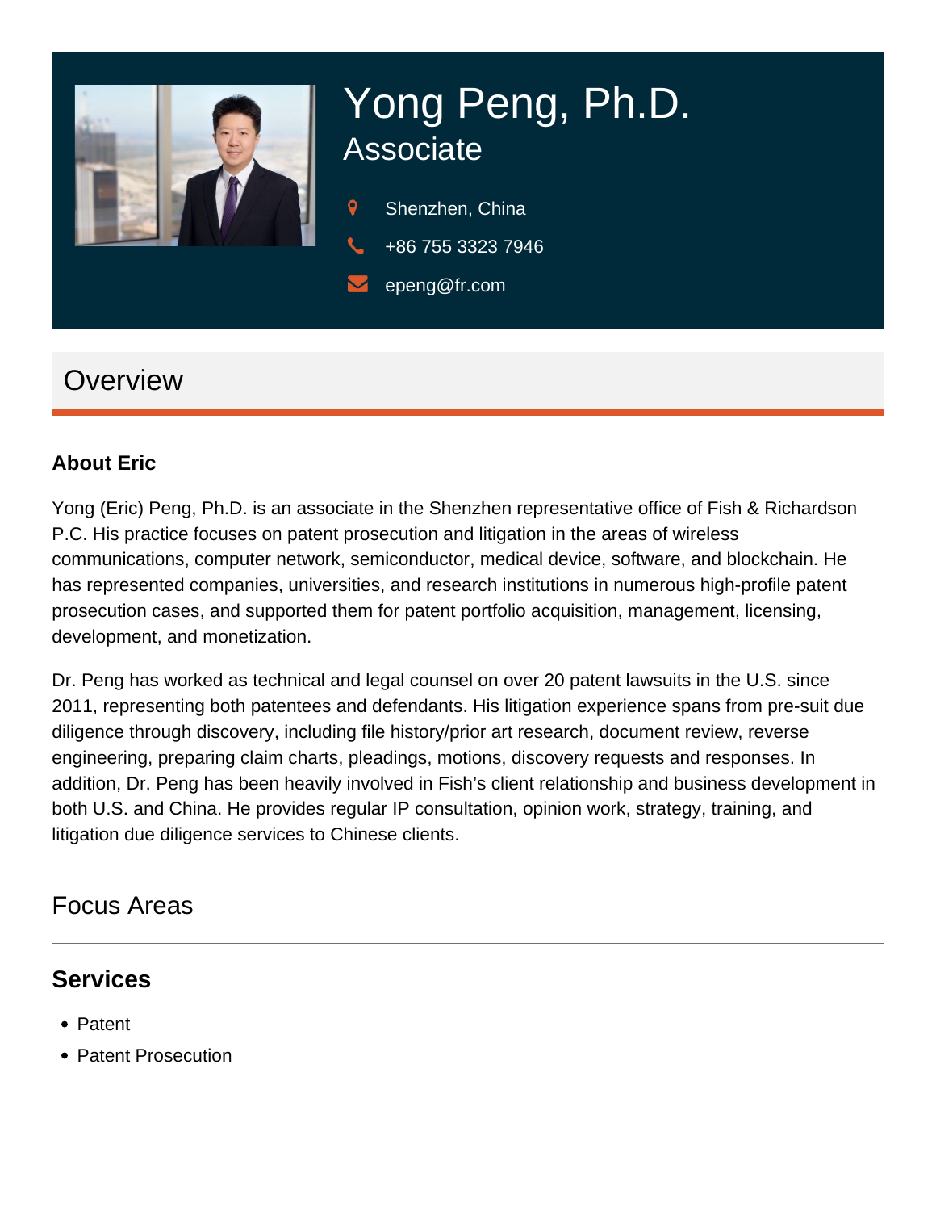# Yong Peng, Ph.D.

## Associate

Shenzhen, China

+86 755 3323 7946

epeng@fr.com

## Overview

### About Eric

Yong (Eric) Peng, Ph.D. is an associate in the Shenzhen representative office of Fish & Richardson P.C. His practice focuses on patent prosecution and litigation in the areas of wireless communications, computer network, semiconductor, medical device, software, and blockchain. He has represented companies, universities, and research institutions in numerous high-profile patent prosecution cases, and supported them for patent portfolio acquisition, management, licensing, development, and monetization.

Dr. Peng has worked as technical and legal counsel on over 20 patent lawsuits in the U.S. since 2011, representing both patentees and defendants. His litigation experience spans from pre-suit due diligence through discovery, including file history/prior art research, document review, reverse engineering, preparing claim charts, pleadings, motions, discovery requests and responses. In addition, Dr. Peng has been heavily involved in Fish's client relationship and business development in both U.S. and China. He provides regular IP consultation, opinion work, strategy, training, and litigation due diligence services to Chinese clients.

## Focus Areas

### Services

- Patent
- Patent Prosecution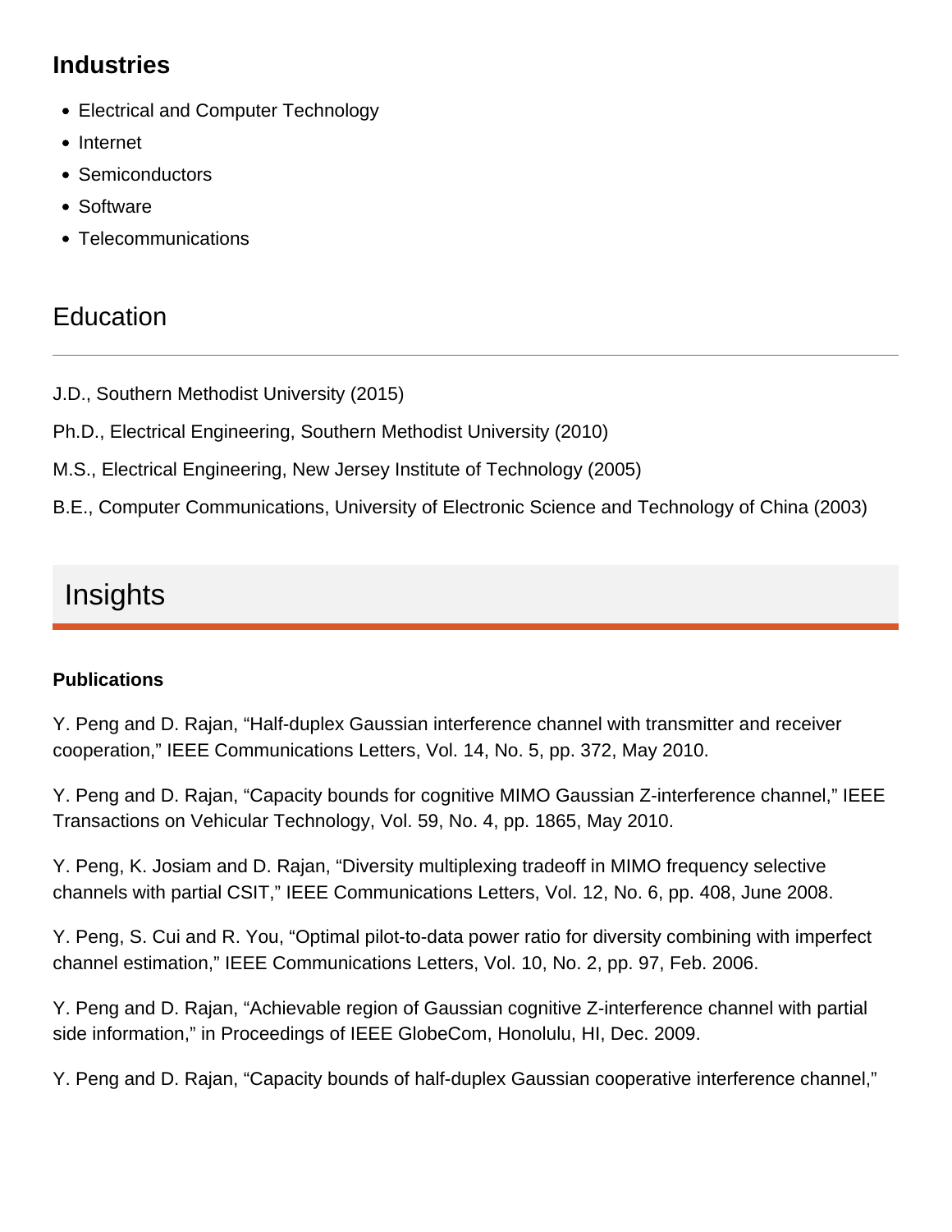### Industries

- Electrical and Computer Technology
- Internet
- Semiconductors
- Software
- Telecommunications

## Education

J.D., Southern Methodist University (2015)

Ph.D., Electrical Engineering, Southern Methodist University (2010)

M.S., Electrical Engineering, New Jersey Institute of Technology (2005)

B.E., Computer Communications, University of Electronic Science and Technology of China (2003)

## Insights

**Publications**

Y. Peng and D. Rajan, “Half-duplex Gaussian interference channel with transmitter and receiver cooperation,” IEEE Communications Letters, Vol. 14, No. 5, pp. 372, May 2010.

Y. Peng and D. Rajan, “Capacity bounds for cognitive MIMO Gaussian Z-interference channel,” IEEE Transactions on Vehicular Technology, Vol. 59, No. 4, pp. 1865, May 2010.

Y. Peng, K. Josiam and D. Rajan, “Diversity multiplexing tradeoff in MIMO frequency selective channels with partial CSIT,” IEEE Communications Letters, Vol. 12, No. 6, pp. 408, June 2008.

Y. Peng, S. Cui and R. You, “Optimal pilot-to-data power ratio for diversity combining with imperfect channel estimation,” IEEE Communications Letters, Vol. 10, No. 2, pp. 97, Feb. 2006.

Y. Peng and D. Rajan, “Achievable region of Gaussian cognitive Z-interference channel with partial side information,” in Proceedings of IEEE GlobeCom, Honolulu, HI, Dec. 2009.

Y. Peng and D. Rajan, “Capacity bounds of half-duplex Gaussian cooperative interference channel,”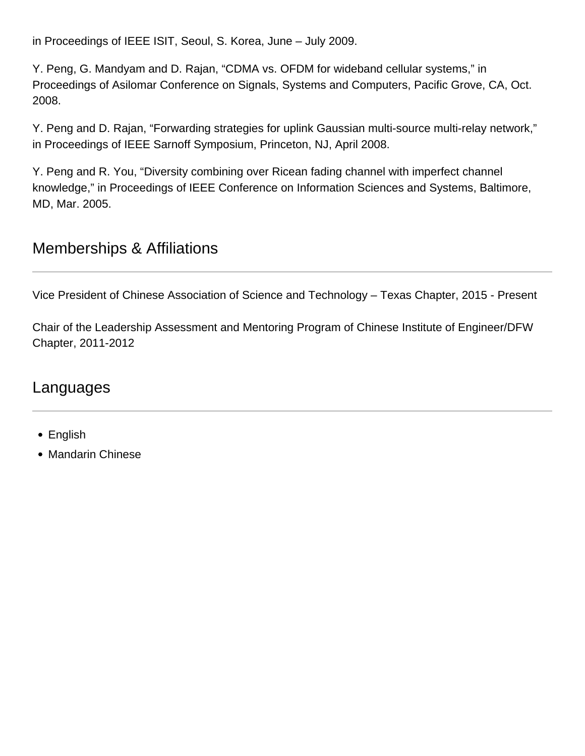in Proceedings of IEEE ISIT, Seoul, S. Korea, June – July 2009.

Y. Peng, G. Mandyam and D. Rajan, "CDMA vs. OFDM for wideband cellular systems," in Proceedings of Asilomar Conference on Signals, Systems and Computers, Pacific Grove, CA, Oct. 2008.

Y. Peng and D. Rajan, "Forwarding strategies for uplink Gaussian multi-source multi-relay network," in Proceedings of IEEE Sarnoff Symposium, Princeton, NJ, April 2008.

Y. Peng and R. You, "Diversity combining over Ricean fading channel with imperfect channel knowledge," in Proceedings of IEEE Conference on Information Sciences and Systems, Baltimore, MD, Mar. 2005.

## Memberships & Affiliations

Vice President of Chinese Association of Science and Technology – Texas Chapter, 2015 - Present

Chair of the Leadership Assessment and Mentoring Program of Chinese Institute of Engineer/DFW Chapter, 2011-2012

## Languages

- English
- Mandarin Chinese